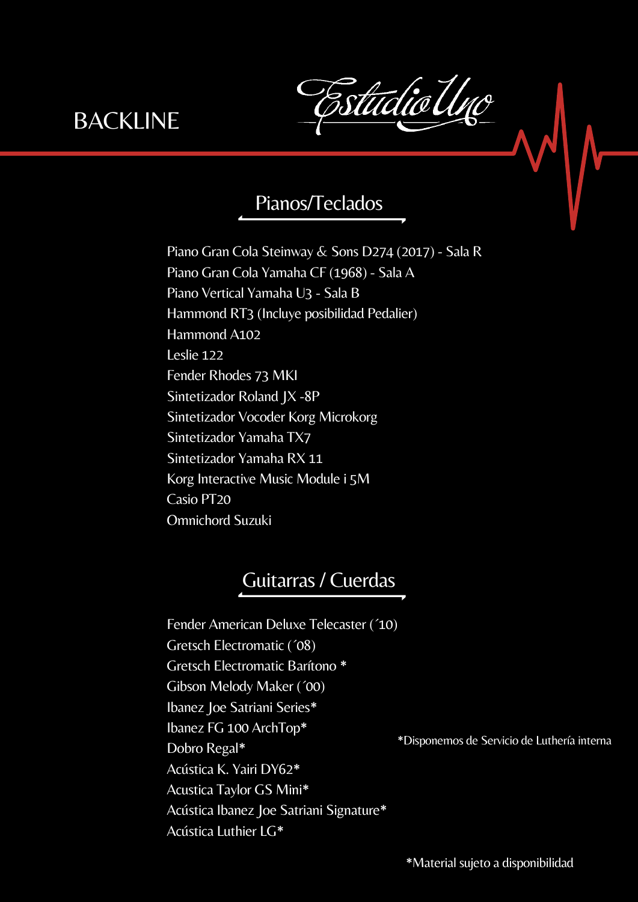# BACKLINE

Estudio Uno

## Pianos/Teclados

Piano Gran Cola Steinway & Sons D274 (2017) - Sala R
Piano Gran Cola Yamaha CF (1968) - Sala A
Piano Vertical Yamaha U3 - Sala B
Hammond RT3 (Incluye posibilidad Pedalier)
Hammond A102
Leslie 122
Fender Rhodes 73 MKI
Sintetizador Roland JX -8P
Sintetizador Vocoder Korg Microkorg
Sintetizador Yamaha TX7
Sintetizador Yamaha RX 11
Korg Interactive Music Module i 5M
Casio PT20
Omnichord Suzuki

## Guitarras / Cuerdas

Fender American Deluxe Telecaster (´10)
Gretsch Electromatic (´08)
Gretsch Electromatic Barítono *
Gibson Melody Maker (´00)
Ibanez Joe Satriani Series*
Ibanez FG 100 ArchTop*
Dobro Regal*
Acústica K. Yairi DY62*
Acustica Taylor GS Mini*
Acústica Ibanez Joe Satriani Signature*
Acústica Luthier LG*

*Disponemos de Servicio de Luthería interna

*Material sujeto a disponibilidad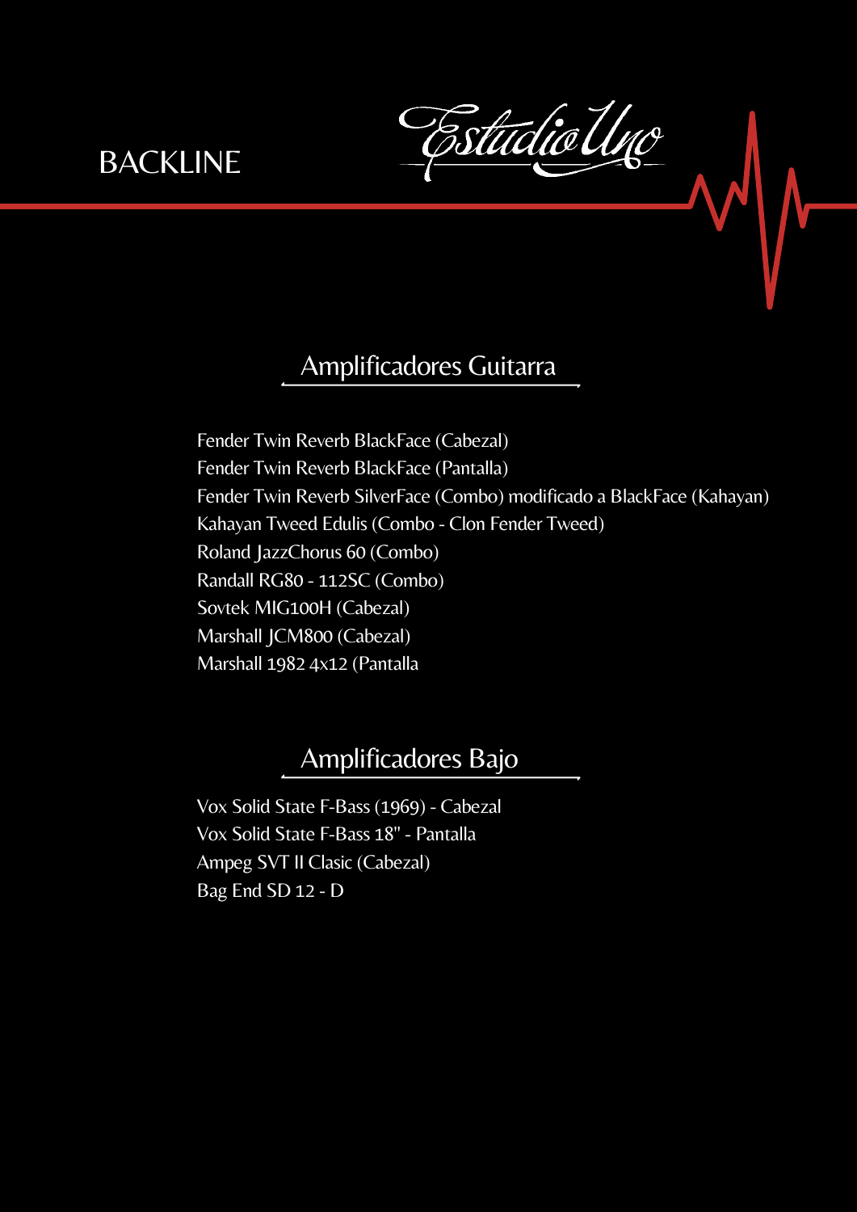# BACKLINE

Estudio Uno

## Amplificadores Guitarra

Fender Twin Reverb BlackFace (Cabezal)
Fender Twin Reverb BlackFace (Pantalla)
Fender Twin Reverb SilverFace (Combo) modificado a BlackFace (Kahayan)
Kahayan Tweed Edulis (Combo - Clon Fender Tweed)
Roland JazzChorus 60 (Combo)
Randall RG80 - 112SC (Combo)
Sovtek MIG100H (Cabezal)
Marshall JCM800 (Cabezal)
Marshall 1982 4x12 (Pantalla

## Amplificadores Bajo

Vox Solid State F-Bass (1969) - Cabezal
Vox Solid State F-Bass 18" - Pantalla
Ampeg SVT II Clasic (Cabezal)
Bag End SD 12 - D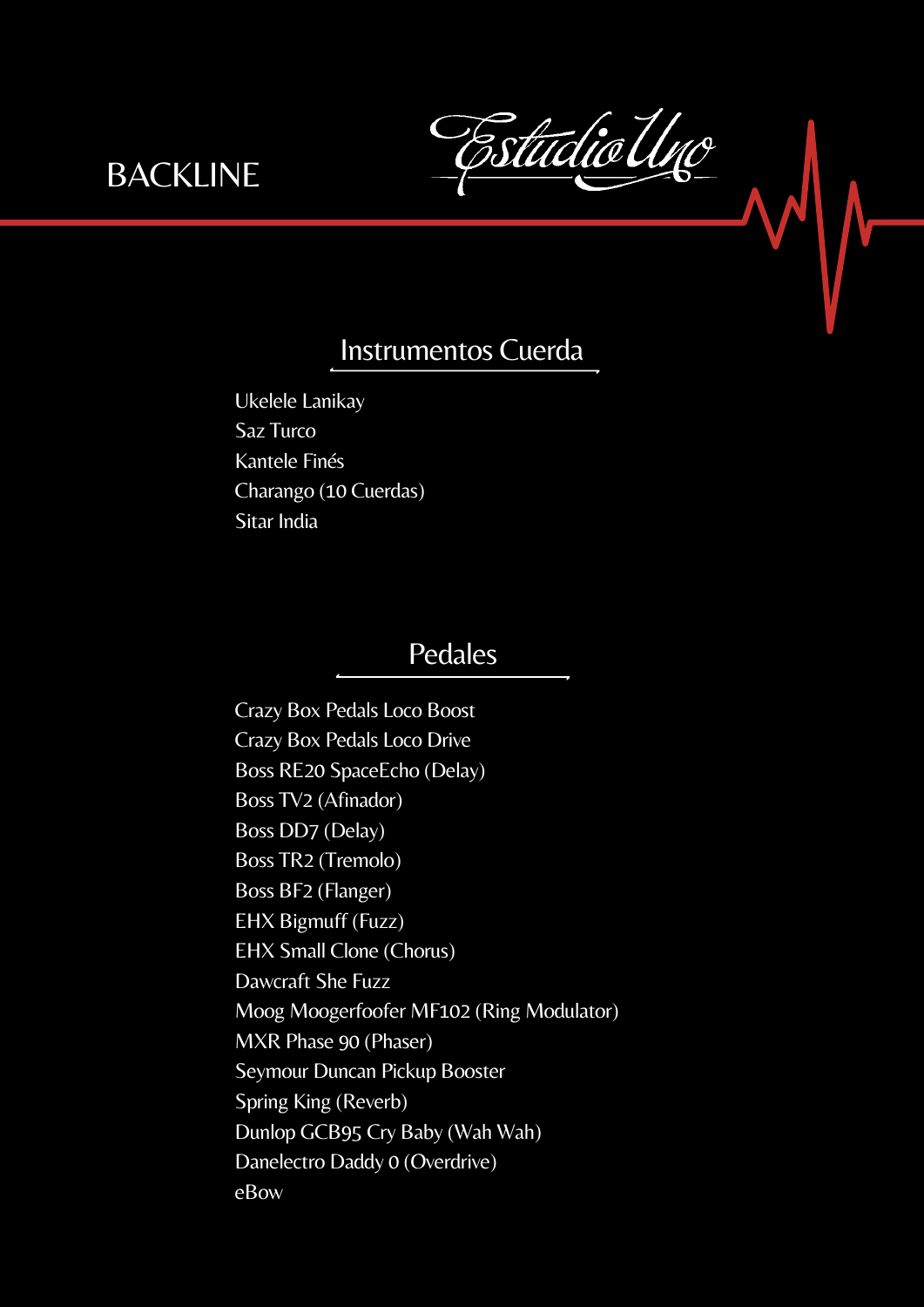# BACKLINE

Estudio Uno

## Instrumentos Cuerda

Ukelele Lanikay
Saz Turco
Kantele Finés
Charango (10 Cuerdas)
Sitar India

## Pedales

Crazy Box Pedals Loco Boost
Crazy Box Pedals Loco Drive
Boss RE20 SpaceEcho (Delay)
Boss TV2 (Afinador)
Boss DD7 (Delay)
Boss TR2 (Tremolo)
Boss BF2 (Flanger)
EHX Bigmuff (Fuzz)
EHX Small Clone (Chorus)
Dawcraft She Fuzz
Moog Moogerfoofer MF102 (Ring Modulator)
MXR Phase 90 (Phaser)
Seymour Duncan Pickup Booster
Spring King (Reverb)
Dunlop GCB95 Cry Baby (Wah Wah)
Danelectro Daddy 0 (Overdrive)
eBow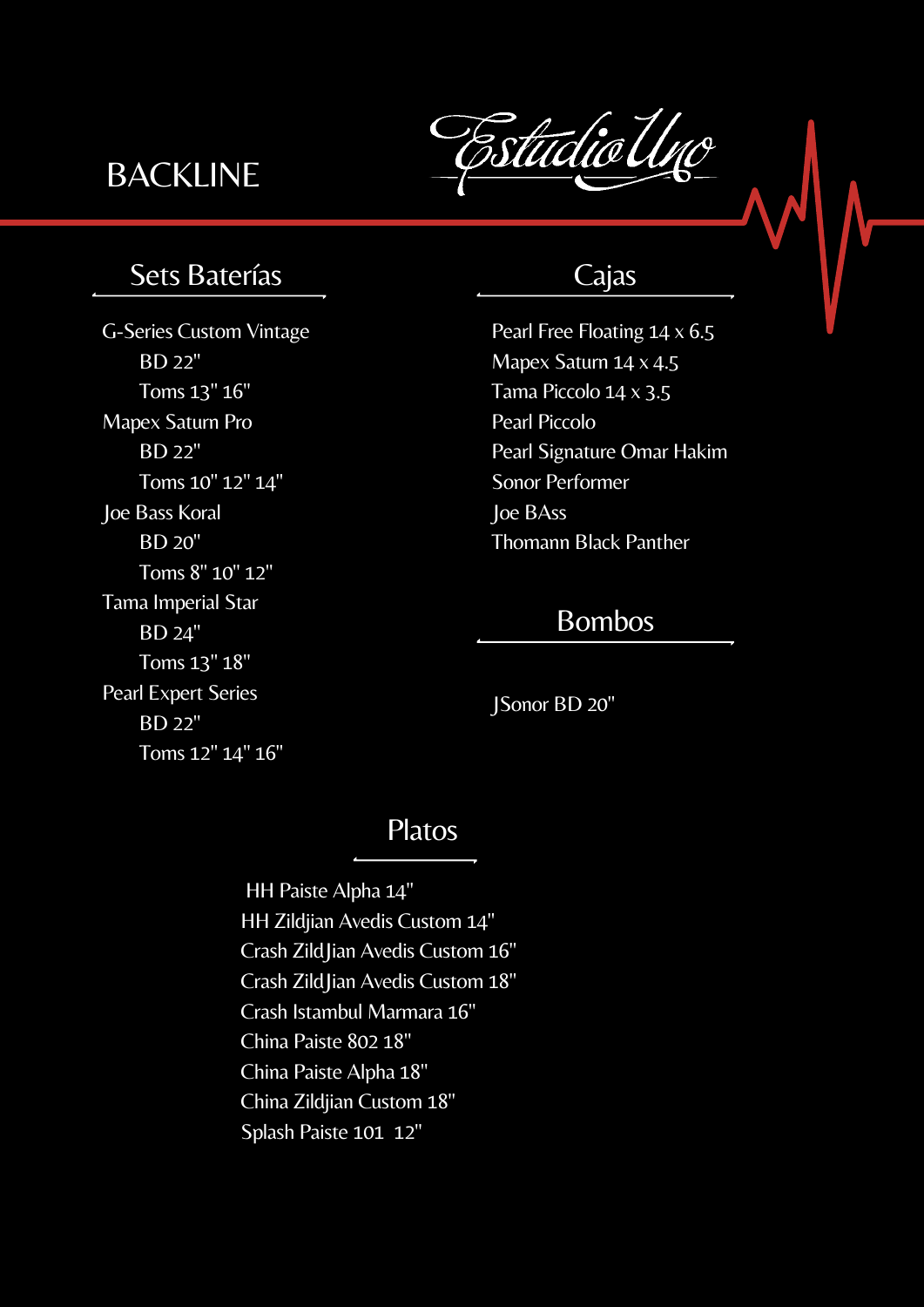# BACKLINE

Estudio Uno

## Sets Baterías

G-Series Custom Vintage
- BD 22"
- Toms 13" 16"

Mapex Saturn Pro
- BD 22"
- Toms 10" 12" 14"

Joe Bass Koral
- BD 20"
- Toms 8" 10" 12"

Tama Imperial Star
- BD 24"
- Toms 13" 18"

Pearl Expert Series
- BD 22"
- Toms 12" 14" 16"

## Cajas

Pearl Free Floating 14 x 6.5
Mapex Saturn 14 x 4.5
Tama Piccolo 14 x 3.5
Pearl Piccolo
Pearl Signature Omar Hakim
Sonor Performer
Joe BAss
Thomann Black Panther

## Bombos

JSonor BD 20"

## Platos

HH Paiste Alpha 14"
HH Zildjian Avedis Custom 14"
Crash ZildJian Avedis Custom 16"
Crash ZildJian Avedis Custom 18"
Crash Istambul Marmara 16"
China Paiste 802 18"
China Paiste Alpha 18"
China Zildjian Custom 18"
Splash Paiste 101 12"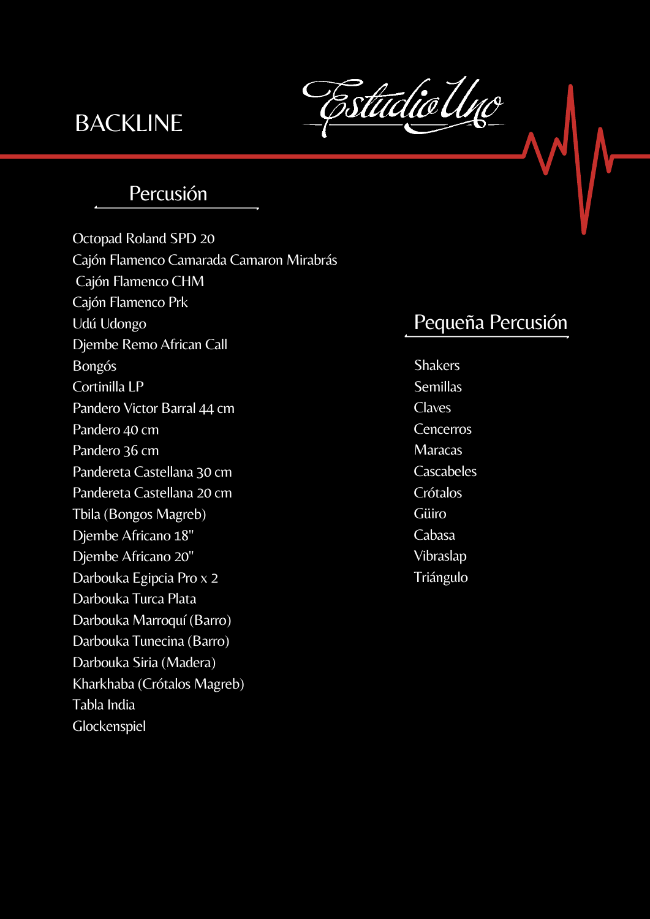# BACKLINE

Estudio Uno

## Percusión

- Octopad Roland SPD 20
- Cajón Flamenco Camarada Camaron Mirabrás
- Cajón Flamenco CHM
- Cajón Flamenco Prk
- Udú Udongo
- Djembe Remo African Call
- Bongós
- Cortinilla LP
- Pandero Victor Barral 44 cm
- Pandero 40 cm
- Pandero 36 cm
- Pandereta Castellana 30 cm
- Pandereta Castellana 20 cm
- Tbila (Bongos Magreb)
- Djembe Africano 18"
- Djembe Africano 20"
- Darbouka Egipcia Pro x 2
- Darbouka Turca Plata
- Darbouka Marroquí (Barro)
- Darbouka Tunecina (Barro)
- Darbouka Siria (Madera)
- Kharkhaba (Crótalos Magreb)
- Tabla India
- Glockenspiel

## Pequeña Percusión

- Shakers
- Semillas
- Claves
- Cencerros
- Maracas
- Cascabeles
- Crótalos
- Güiro
- Cabasa
- Vibraslap
- Triángulo